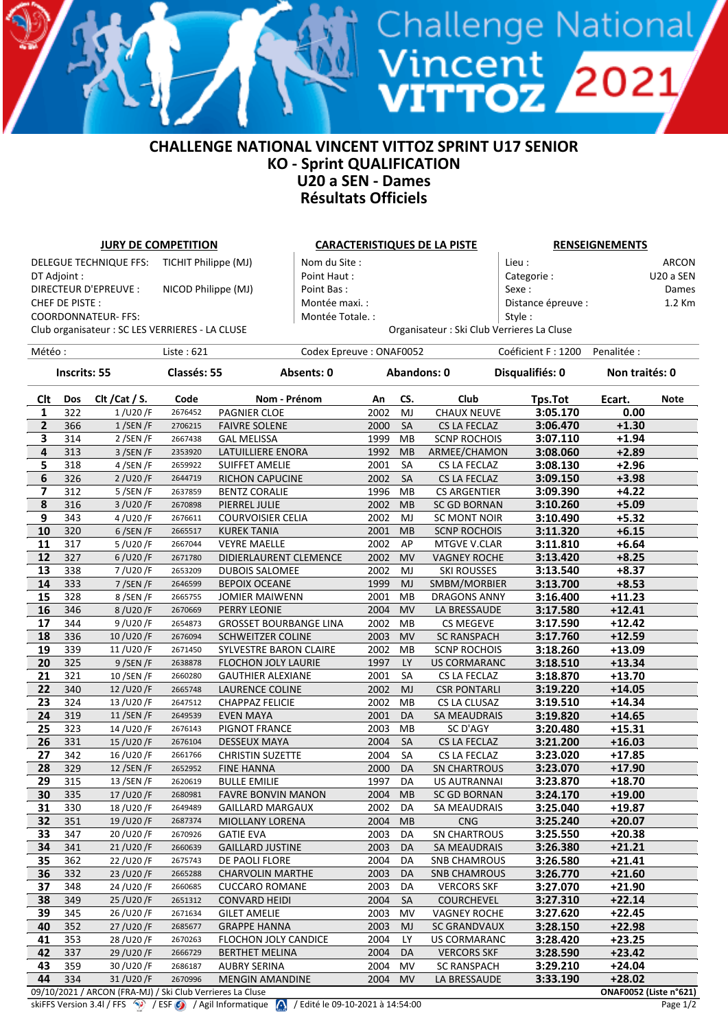# CHALLENGE NATIONAL VINCENT VITTOZ SPRINT U17 SENIOR
## KO - Sprint QUALIFICATION
## U20 a SEN - Dames
## Résultats Officiels

**JURY DE COMPETITION**

DELEGUE TECHNIQUE FFS: TICHIT Philippe (MJ)
DT Adjoint :
DIRECTEUR D'EPREUVE : NICOD Philippe (MJ)
CHEF DE PISTE :
COORDONNATEUR- FFS:
Club organisateur : SC LES VERRIERES - LA CLUSE

**CARACTERISTIQUES DE LA PISTE**

Nom du Site :
Point Haut :
Point Bas :
Montée maxi. :
Montée Totale. :

**RENSEIGNEMENTS**

Lieu : ARCON
Categorie : U20 a SEN
Sexe : Dames
Distance épreuve : 1.2 Km
Style :

Organisateur : Ski Club Verrieres La Cluse

Météo : Liste : 621 Codex Epreuve : ONAF0052 Coéficient F : 1200 Penalitée :

Inscrits: 55 Classés: 55 Absents: 0 Abandons: 0 Disqualifiés: 0 Non traités: 0

| Clt | Dos | Clt /Cat / S. | Code | Nom - Prénom | An | CS. | Club | Tps.Tot | Ecart. | Note |
|---|---|---|---|---|---|---|---|---|---|---|
| 1 | 322 | 1 /U20 /F | 2676452 | PAGNIER CLOE | 2002 | MJ | CHAUX NEUVE | 3:05.170 | 0.00 | |
| 2 | 366 | 1 /SEN /F | 2706215 | FAIVRE SOLENE | 2000 | SA | CS LA FECLAZ | 3:06.470 | +1.30 | |
| 3 | 314 | 2 /SEN /F | 2667438 | GAL MELISSA | 1999 | MB | SCNP ROCHOIS | 3:07.110 | +1.94 | |
| 4 | 313 | 3 /SEN /F | 2353920 | LATUILLIERE ENORA | 1992 | MB | ARMEE/CHAMON | 3:08.060 | +2.89 | |
| 5 | 318 | 4 /SEN /F | 2659922 | SUIFFET AMELIE | 2001 | SA | CS LA FECLAZ | 3:08.130 | +2.96 | |
| 6 | 326 | 2 /U20 /F | 2644719 | RICHON CAPUCINE | 2002 | SA | CS LA FECLAZ | 3:09.150 | +3.98 | |
| 7 | 312 | 5 /SEN /F | 2637859 | BENTZ CORALIE | 1996 | MB | CS ARGENTIER | 3:09.390 | +4.22 | |
| 8 | 316 | 3 /U20 /F | 2670898 | PIERREL JULIE | 2002 | MB | SC GD BORNAN | 3:10.260 | +5.09 | |
| 9 | 343 | 4 /U20 /F | 2676611 | COURVOISIER CELIA | 2002 | MJ | SC MONT NOIR | 3:10.490 | +5.32 | |
| 10 | 320 | 6 /SEN /F | 2665517 | KUREK TANIA | 2001 | MB | SCNP ROCHOIS | 3:11.320 | +6.15 | |
| 11 | 317 | 5 /U20 /F | 2667044 | VEYRE MAELLE | 2002 | AP | MTGVE V.CLAR | 3:11.810 | +6.64 | |
| 12 | 327 | 6 /U20 /F | 2671780 | DIDIERLAURENT CLEMENCE | 2002 | MV | VAGNEY ROCHE | 3:13.420 | +8.25 | |
| 13 | 338 | 7 /U20 /F | 2653209 | DUBOIS SALOMEE | 2002 | MJ | SKI ROUSSES | 3:13.540 | +8.37 | |
| 14 | 333 | 7 /SEN /F | 2646599 | BEPOIX OCEANE | 1999 | MJ | SMBM/MORBIER | 3:13.700 | +8.53 | |
| 15 | 328 | 8 /SEN /F | 2665755 | JOMIER MAIWENN | 2001 | MB | DRAGONS ANNY | 3:16.400 | +11.23 | |
| 16 | 346 | 8 /U20 /F | 2670669 | PERRY LEONIE | 2004 | MV | LA BRESSAUDE | 3:17.580 | +12.41 | |
| 17 | 344 | 9 /U20 /F | 2654873 | GROSSET BOURBANGE LINA | 2002 | MB | CS MEGEVE | 3:17.590 | +12.42 | |
| 18 | 336 | 10 /U20 /F | 2676094 | SCHWEITZER COLINE | 2003 | MV | SC RANSPACH | 3:17.760 | +12.59 | |
| 19 | 339 | 11 /U20 /F | 2671450 | SYLVESTRE BARON CLAIRE | 2002 | MB | SCNP ROCHOIS | 3:18.260 | +13.09 | |
| 20 | 325 | 9 /SEN /F | 2638878 | FLOCHON JOLY LAURIE | 1997 | LY | US CORMARANC | 3:18.510 | +13.34 | |
| 21 | 321 | 10 /SEN /F | 2660280 | GAUTHIER ALEXIANE | 2001 | SA | CS LA FECLAZ | 3:18.870 | +13.70 | |
| 22 | 340 | 12 /U20 /F | 2665748 | LAURENCE COLINE | 2002 | MJ | CSR PONTARLI | 3:19.220 | +14.05 | |
| 23 | 324 | 13 /U20 /F | 2647512 | CHAPPAZ FELICIE | 2002 | MB | CS LA CLUSAZ | 3:19.510 | +14.34 | |
| 24 | 319 | 11 /SEN /F | 2649539 | EVEN MAYA | 2001 | DA | SA MEAUDRAIS | 3:19.820 | +14.65 | |
| 25 | 323 | 14 /U20 /F | 2676143 | PIGNOT FRANCE | 2003 | MB | SC D'AGY | 3:20.480 | +15.31 | |
| 26 | 331 | 15 /U20 /F | 2676104 | DESSEUX MAYA | 2004 | SA | CS LA FECLAZ | 3:21.200 | +16.03 | |
| 27 | 342 | 16 /U20 /F | 2661766 | CHRISTIN SUZETTE | 2004 | SA | CS LA FECLAZ | 3:23.020 | +17.85 | |
| 28 | 329 | 12 /SEN /F | 2652952 | FINE HANNA | 2000 | DA | SN CHARTROUS | 3:23.070 | +17.90 | |
| 29 | 315 | 13 /SEN /F | 2620619 | BULLE EMILIE | 1997 | DA | US AUTRANNAI | 3:23.870 | +18.70 | |
| 30 | 335 | 17 /U20 /F | 2680981 | FAVRE BONVIN MANON | 2004 | MB | SC GD BORNAN | 3:24.170 | +19.00 | |
| 31 | 330 | 18 /U20 /F | 2649489 | GAILLARD MARGAUX | 2002 | DA | SA MEAUDRAIS | 3:25.040 | +19.87 | |
| 32 | 351 | 19 /U20 /F | 2687374 | MIOLLANY LORENA | 2004 | MB | CNG | 3:25.240 | +20.07 | |
| 33 | 347 | 20 /U20 /F | 2670926 | GATIE EVA | 2003 | DA | SN CHARTROUS | 3:25.550 | +20.38 | |
| 34 | 341 | 21 /U20 /F | 2660639 | GAILLARD JUSTINE | 2003 | DA | SA MEAUDRAIS | 3:26.380 | +21.21 | |
| 35 | 362 | 22 /U20 /F | 2675743 | DE PAOLI FLORE | 2004 | DA | SNB CHAMROUS | 3:26.580 | +21.41 | |
| 36 | 332 | 23 /U20 /F | 2665288 | CHARVOLIN MARTHE | 2003 | DA | SNB CHAMROUS | 3:26.770 | +21.60 | |
| 37 | 348 | 24 /U20 /F | 2660685 | CUCCARO ROMANE | 2003 | DA | VERCORS SKF | 3:27.070 | +21.90 | |
| 38 | 349 | 25 /U20 /F | 2651312 | CONVARD HEIDI | 2004 | SA | COURCHEVEL | 3:27.310 | +22.14 | |
| 39 | 345 | 26 /U20 /F | 2671634 | GILET AMELIE | 2003 | MV | VAGNEY ROCHE | 3:27.620 | +22.45 | |
| 40 | 352 | 27 /U20 /F | 2685677 | GRAPPE HANNA | 2003 | MJ | SC GRANDVAUX | 3:28.150 | +22.98 | |
| 41 | 353 | 28 /U20 /F | 2670263 | FLOCHON JOLY CANDICE | 2004 | LY | US CORMARANC | 3:28.420 | +23.25 | |
| 42 | 337 | 29 /U20 /F | 2666729 | BERTHET MELINA | 2004 | DA | VERCORS SKF | 3:28.590 | +23.42 | |
| 43 | 359 | 30 /U20 /F | 2686187 | AUBRY SERINA | 2004 | MV | SC RANSPACH | 3:29.210 | +24.04 | |
| 44 | 334 | 31 /U20 /F | 2670996 | MENGIN AMANDINE | 2004 | MV | LA BRESSAUDE | 3:33.190 | +28.02 | |

09/10/2021 / ARCON (FRA-MJ) / Ski Club Verrieres La Cluse ONAF0052 (Liste n°621)

skiFFS Version 3.4l / FFS / ESF / Agil Informatique / Edité le 09-10-2021 à 14:54:00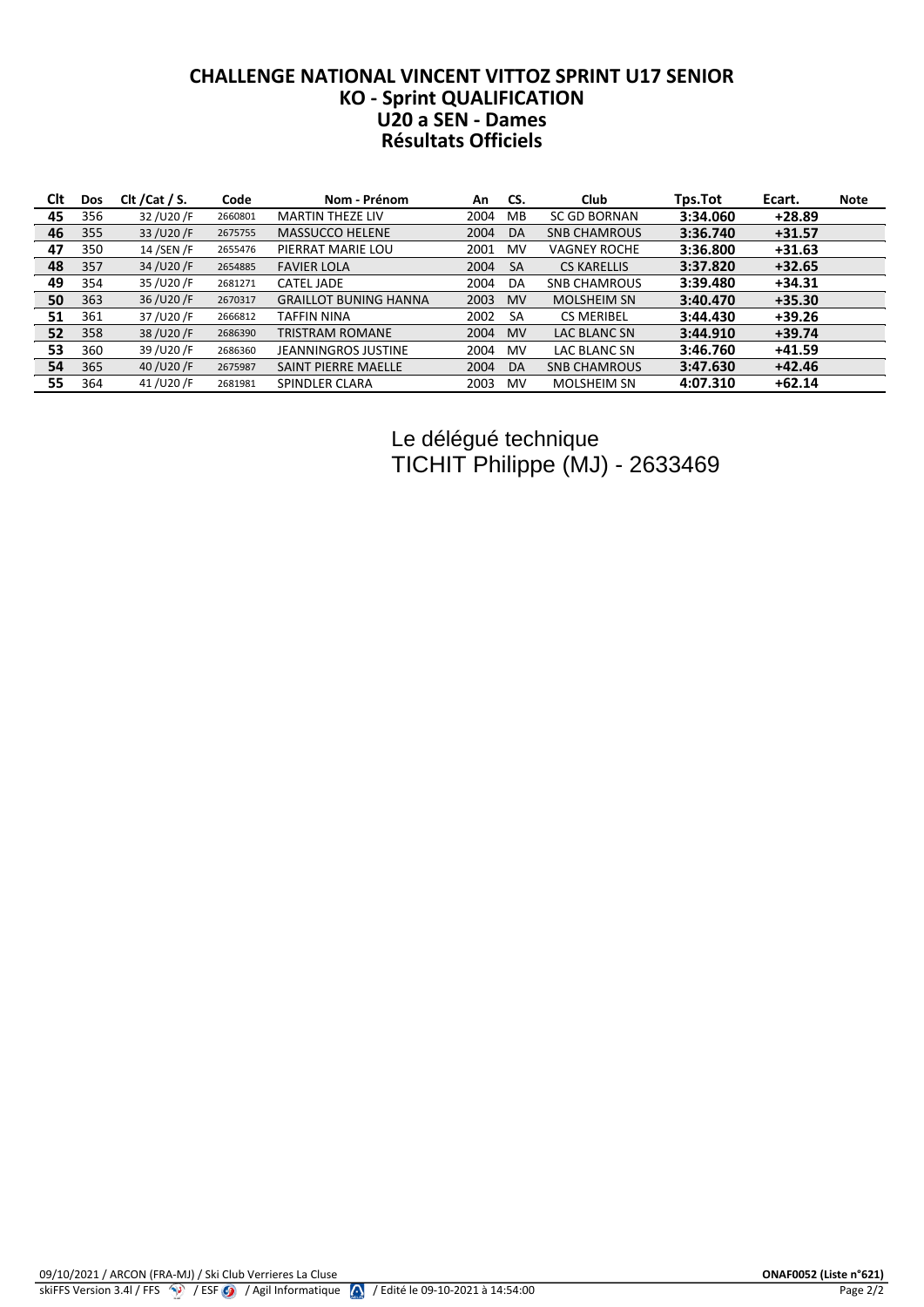# CHALLENGE NATIONAL VINCENT VITTOZ SPRINT U17 SENIOR
## KO - Sprint QUALIFICATION
## U20 a SEN - Dames
## Résultats Officiels

| Clt | Dos | Clt /Cat / S. | Code | Nom - Prénom | An | CS. | Club | Tps.Tot | Ecart. | Note |
|---|---|---|---|---|---|---|---|---|---|---|
| 45 | 356 | 32 /U20 /F | 2660801 | MARTIN THEZE LIV | 2004 | MB | SC GD BORNAN | 3:34.060 | +28.89 | |
| 46 | 355 | 33 /U20 /F | 2675755 | MASSUCCO HELENE | 2004 | DA | SNB CHAMROUS | 3:36.740 | +31.57 | |
| 47 | 350 | 14 /SEN /F | 2655476 | PIERRAT MARIE LOU | 2001 | MV | VAGNEY ROCHE | 3:36.800 | +31.63 | |
| 48 | 357 | 34 /U20 /F | 2654885 | FAVIER LOLA | 2004 | SA | CS KARELLIS | 3:37.820 | +32.65 | |
| 49 | 354 | 35 /U20 /F | 2681271 | CATEL JADE | 2004 | DA | SNB CHAMROUS | 3:39.480 | +34.31 | |
| 50 | 363 | 36 /U20 /F | 2670317 | GRAILLOT BUNING HANNA | 2003 | MV | MOLSHEIM SN | 3:40.470 | +35.30 | |
| 51 | 361 | 37 /U20 /F | 2666812 | TAFFIN NINA | 2002 | SA | CS MERIBEL | 3:44.430 | +39.26 | |
| 52 | 358 | 38 /U20 /F | 2686390 | TRISTRAM ROMANE | 2004 | MV | LAC BLANC SN | 3:44.910 | +39.74 | |
| 53 | 360 | 39 /U20 /F | 2686360 | JEANNINGROS JUSTINE | 2004 | MV | LAC BLANC SN | 3:46.760 | +41.59 | |
| 54 | 365 | 40 /U20 /F | 2675987 | SAINT PIERRE MAELLE | 2004 | DA | SNB CHAMROUS | 3:47.630 | +42.46 | |
| 55 | 364 | 41 /U20 /F | 2681981 | SPINDLER CLARA | 2003 | MV | MOLSHEIM SN | 4:07.310 | +62.14 | |

Le délégué technique
TICHIT Philippe (MJ) - 2633469